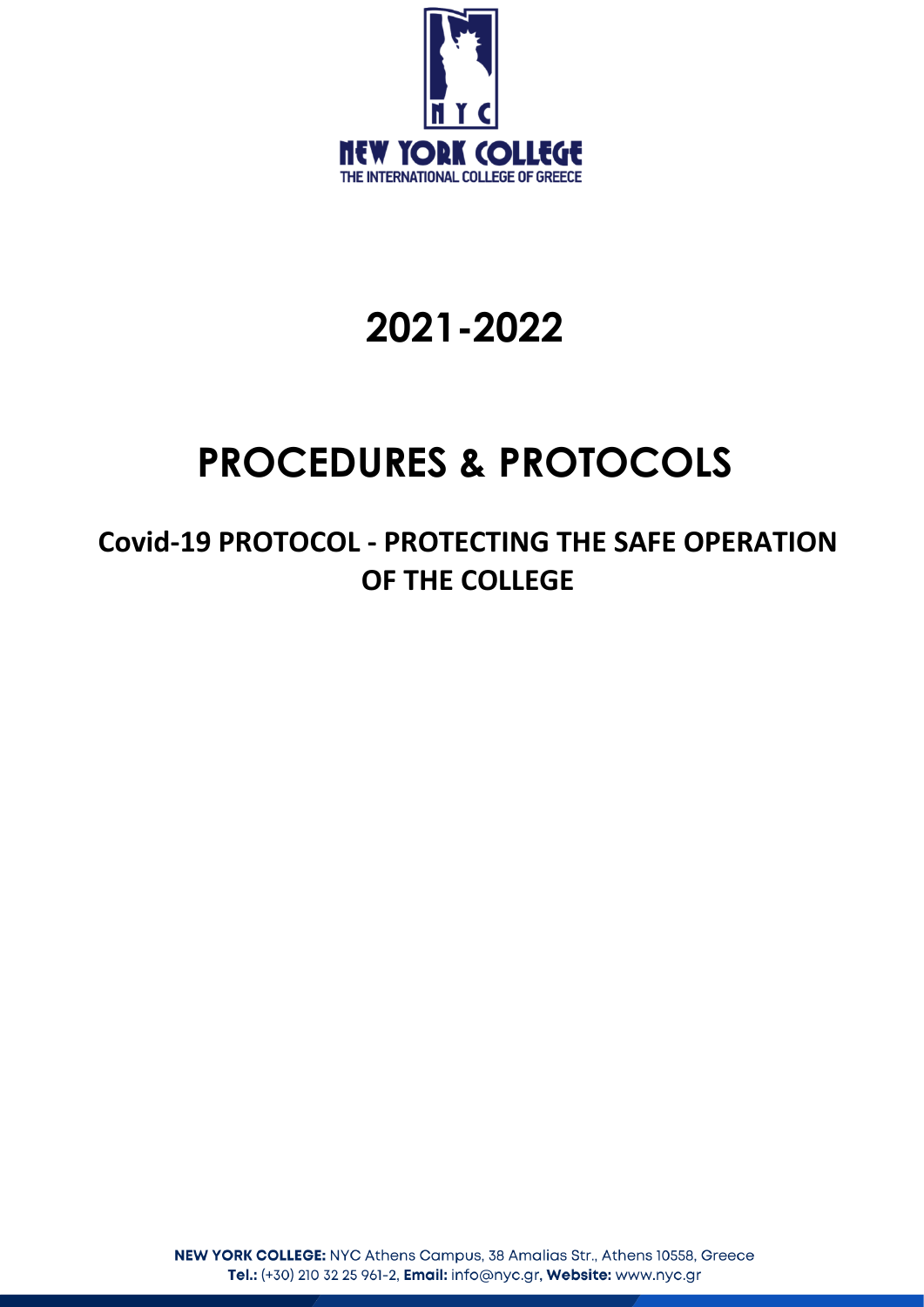# 2021-2022

# PROCEDURES & PROTOCOLS

## Covid-19 PROTOCOL - PROTECTING THE SAFE OPERATION OF THE COLLEGE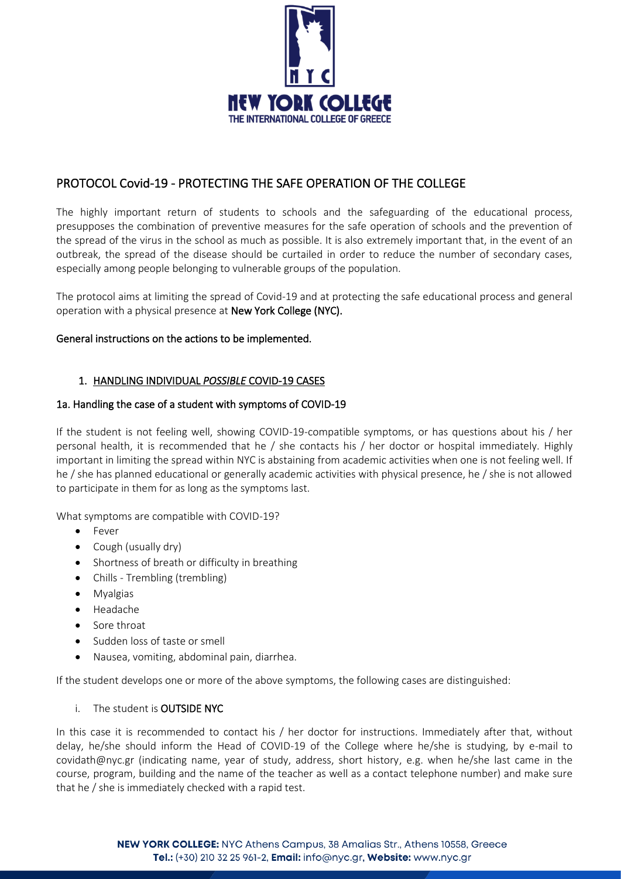## PROTOCOL Covid-19 - PROTECTING THE SAFE OPERATION OF THE COLLEGE

The highly important return of students to schools and the safeguarding of the educational process, presupposes the combination of preventive measures for the safe operation of schools and the prevention of the spread of the virus in the school as much as possible. It is also extremely important that, in the event of an outbreak, the spread of the disease should be curtailed in order to reduce the number of secondary cases, especially among people belonging to vulnerable groups of the population.

The protocol aims at limiting the spread of Covid-19 and at protecting the safe educational process and general operation with a physical presence at **New York College (NYC).**

### General instructions on the actions to be implemented.

1. HANDLING INDIVIDUAL *POSSIBLE* COVID-19 CASES

#### 1a. Handling the case of a student with symptoms of COVID-19

If the student is not feeling well, showing COVID-19-compatible symptoms, or has questions about his / her personal health, it is recommended that he / she contacts his / her doctor or hospital immediately. Highly important in limiting the spread within NYC is abstaining from academic activities when one is not feeling well. If he / she has planned educational or generally academic activities with physical presence, he / she is not allowed to participate in them for as long as the symptoms last.

What symptoms are compatible with COVID-19?

- Fever
- Cough (usually dry)
- Shortness of breath or difficulty in breathing
- Chills - Trembling (trembling)
- Myalgias
- Headache
- Sore throat
- Sudden loss of taste or smell
- Nausea, vomiting, abdominal pain, diarrhea.

If the student develops one or more of the above symptoms, the following cases are distinguished:

i. The student is **OUTSIDE NYC**

In this case it is recommended to contact his / her doctor for instructions. Immediately after that, without delay, he/she should inform the Head of COVID-19 of the College where he/she is studying, by e-mail to covidath@nyc.gr (indicating name, year of study, address, short history, e.g. when he/she last came in the course, program, building and the name of the teacher as well as a contact telephone number) and make sure that he / she is immediately checked with a rapid test.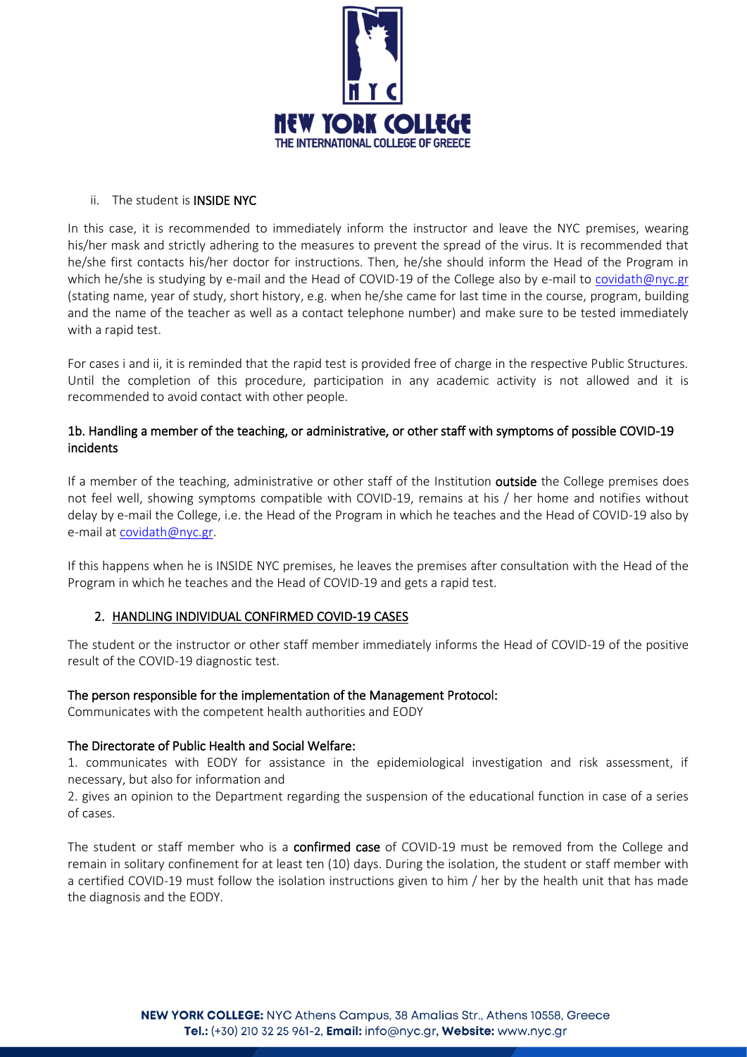ii. The student is **INSIDE NYC**

In this case, it is recommended to immediately inform the instructor and leave the NYC premises, wearing his/her mask and strictly adhering to the measures to prevent the spread of the virus. It is recommended that he/she first contacts his/her doctor for instructions. Then, he/she should inform the Head of the Program in which he/she is studying by e-mail and the Head of COVID-19 of the College also by e-mail to covidath@nyc.gr (stating name, year of study, short history, e.g. when he/she came for last time in the course, program, building and the name of the teacher as well as a contact telephone number) and make sure to be tested immediately with a rapid test.

For cases i and ii, it is reminded that the rapid test is provided free of charge in the respective Public Structures. Until the completion of this procedure, participation in any academic activity is not allowed and it is recommended to avoid contact with other people.

### 1b. Handling a member of the teaching, or administrative, or other staff with symptoms of possible COVID-19 incidents

If a member of the teaching, administrative or other staff of the Institution **outside** the College premises does not feel well, showing symptoms compatible with COVID-19, remains at his / her home and notifies without delay by e-mail the College, i.e. the Head of the Program in which he teaches and the Head of COVID-19 also by e-mail at covidath@nyc.gr.

If this happens when he is INSIDE NYC premises, he leaves the premises after consultation with the Head of the Program in which he teaches and the Head of COVID-19 and gets a rapid test.

## 2. HANDLING INDIVIDUAL CONFIRMED COVID-19 CASES

The student or the instructor or other staff member immediately informs the Head of COVID-19 of the positive result of the COVID-19 diagnostic test.

**The person responsible for the implementation of the Management Protocol:**

Communicates with the competent health authorities and EODY

**The Directorate of Public Health and Social Welfare:**

1. communicates with EODY for assistance in the epidemiological investigation and risk assessment, if necessary, but also for information and
2. gives an opinion to the Department regarding the suspension of the educational function in case of a series of cases.

The student or staff member who is a **confirmed case** of COVID-19 must be removed from the College and remain in solitary confinement for at least ten (10) days. During the isolation, the student or staff member with a certified COVID-19 must follow the isolation instructions given to him / her by the health unit that has made the diagnosis and the EODY.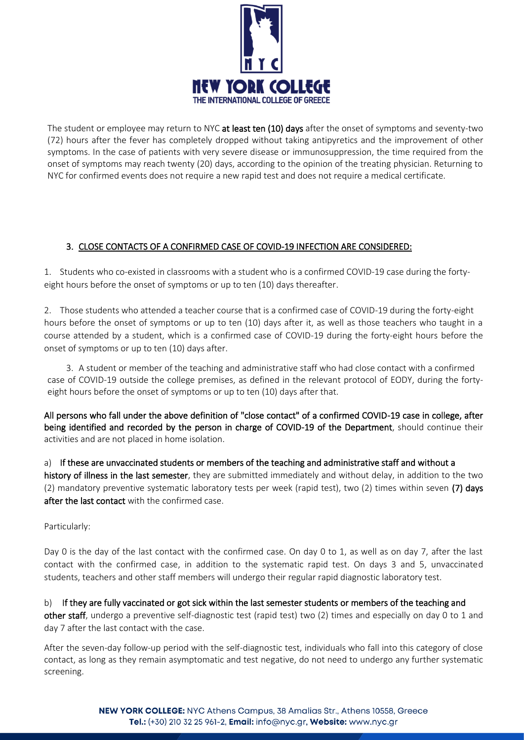The student or employee may return to NYC **at least ten (10) days** after the onset of symptoms and seventy-two (72) hours after the fever has completely dropped without taking antipyretics and the improvement of other symptoms. In the case of patients with very severe disease or immunosuppression, the time required from the onset of symptoms may reach twenty (20) days, according to the opinion of the treating physician. Returning to NYC for confirmed events does not require a new rapid test and does not require a medical certificate.

## 3. CLOSE CONTACTS OF A CONFIRMED CASE OF COVID-19 INFECTION ARE CONSIDERED:

1. Students who co-existed in classrooms with a student who is a confirmed COVID-19 case during the forty-eight hours before the onset of symptoms or up to ten (10) days thereafter.

2. Those students who attended a teacher course that is a confirmed case of COVID-19 during the forty-eight hours before the onset of symptoms or up to ten (10) days after it, as well as those teachers who taught in a course attended by a student, which is a confirmed case of COVID-19 during the forty-eight hours before the onset of symptoms or up to ten (10) days after.

3. A student or member of the teaching and administrative staff who had close contact with a confirmed case of COVID-19 outside the college premises, as defined in the relevant protocol of EODY, during the forty-eight hours before the onset of symptoms or up to ten (10) days after that.

**All persons who fall under the above definition of "close contact" of a confirmed COVID-19 case in college, after being identified and recorded by the person in charge of COVID-19 of the Department**, should continue their activities and are not placed in home isolation.

a) **If these are unvaccinated students or members of the teaching and administrative staff and without a history of illness in the last semester**, they are submitted immediately and without delay, in addition to the two (2) mandatory preventive systematic laboratory tests per week (rapid test), two (2) times within seven **(7) days after the last contact** with the confirmed case.

Particularly:

Day 0 is the day of the last contact with the confirmed case. On day 0 to 1, as well as on day 7, after the last contact with the confirmed case, in addition to the systematic rapid test. On days 3 and 5, unvaccinated students, teachers and other staff members will undergo their regular rapid diagnostic laboratory test.

b) **If they are fully vaccinated or got sick within the last semester students or members of the teaching and other staff**, undergo a preventive self-diagnostic test (rapid test) two (2) times and especially on day 0 to 1 and day 7 after the last contact with the case.

After the seven-day follow-up period with the self-diagnostic test, individuals who fall into this category of close contact, as long as they remain asymptomatic and test negative, do not need to undergo any further systematic screening.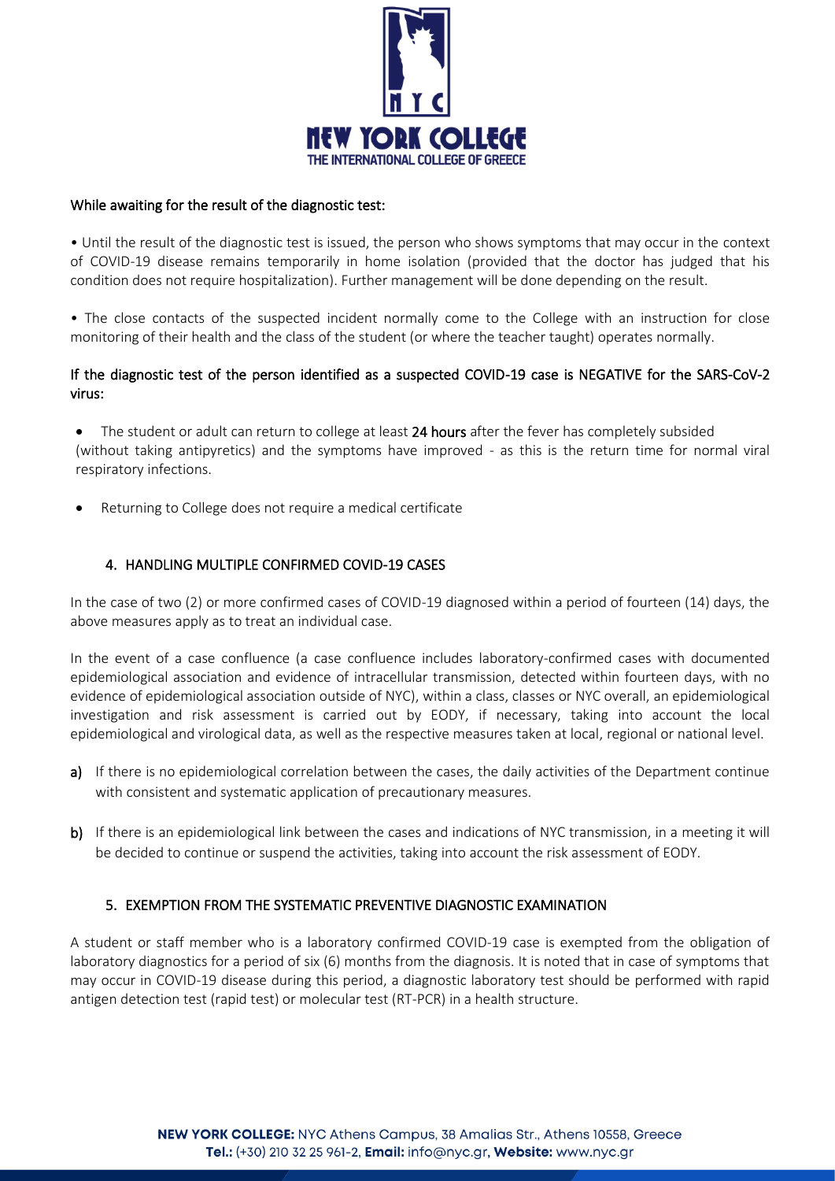While awaiting for the result of the diagnostic test:

• Until the result of the diagnostic test is issued, the person who shows symptoms that may occur in the context of COVID-19 disease remains temporarily in home isolation (provided that the doctor has judged that his condition does not require hospitalization). Further management will be done depending on the result.

• The close contacts of the suspected incident normally come to the College with an instruction for close monitoring of their health and the class of the student (or where the teacher taught) operates normally.

If the diagnostic test of the person identified as a suspected COVID-19 case is NEGATIVE for the SARS-CoV-2 virus:

- The student or adult can return to college at least **24 hours** after the fever has completely subsided (without taking antipyretics) and the symptoms have improved - as this is the return time for normal viral respiratory infections.
- Returning to College does not require a medical certificate

## 4. HANDLING MULTIPLE CONFIRMED COVID-19 CASES

In the case of two (2) or more confirmed cases of COVID-19 diagnosed within a period of fourteen (14) days, the above measures apply as to treat an individual case.

In the event of a case confluence (a case confluence includes laboratory-confirmed cases with documented epidemiological association and evidence of intracellular transmission, detected within fourteen days, with no evidence of epidemiological association outside of NYC), within a class, classes or NYC overall, an epidemiological investigation and risk assessment is carried out by EODY, if necessary, taking into account the local epidemiological and virological data, as well as the respective measures taken at local, regional or national level.

**a)** If there is no epidemiological correlation between the cases, the daily activities of the Department continue with consistent and systematic application of precautionary measures.

**b)** If there is an epidemiological link between the cases and indications of NYC transmission, in a meeting it will be decided to continue or suspend the activities, taking into account the risk assessment of EODY.

## 5. EXEMPTION FROM THE SYSTEMATIC PREVENTIVE DIAGNOSTIC EXAMINATION

A student or staff member who is a laboratory confirmed COVID-19 case is exempted from the obligation of laboratory diagnostics for a period of six (6) months from the diagnosis. It is noted that in case of symptoms that may occur in COVID-19 disease during this period, a diagnostic laboratory test should be performed with rapid antigen detection test (rapid test) or molecular test (RT-PCR) in a health structure.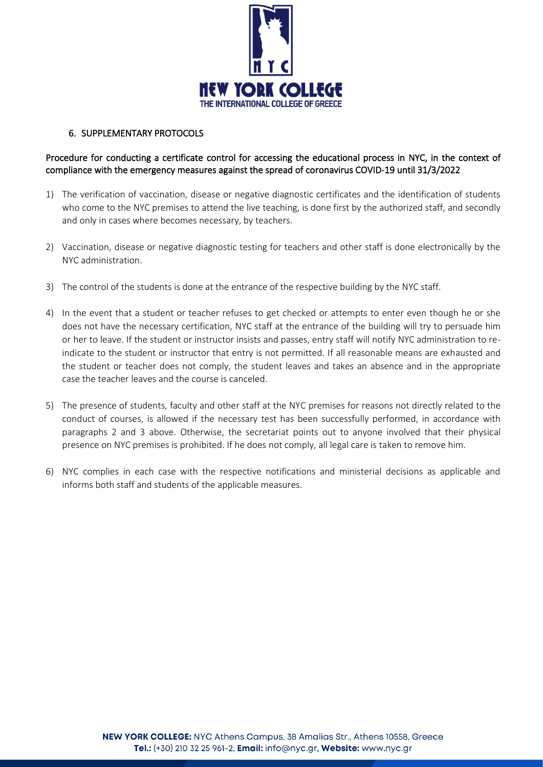## 6. SUPPLEMENTARY PROTOCOLS

### Procedure for conducting a certificate control for accessing the educational process in NYC, in the context of compliance with the emergency measures against the spread of coronavirus COVID-19 until 31/3/2022

1) The verification of vaccination, disease or negative diagnostic certificates and the identification of students who come to the NYC premises to attend the live teaching, is done first by the authorized staff, and secondly and only in cases where becomes necessary, by teachers.

2) Vaccination, disease or negative diagnostic testing for teachers and other staff is done electronically by the NYC administration.

3) The control of the students is done at the entrance of the respective building by the NYC staff.

4) In the event that a student or teacher refuses to get checked or attempts to enter even though he or she does not have the necessary certification, NYC staff at the entrance of the building will try to persuade him or her to leave. If the student or instructor insists and passes, entry staff will notify NYC administration to re-indicate to the student or instructor that entry is not permitted. If all reasonable means are exhausted and the student or teacher does not comply, the student leaves and takes an absence and in the appropriate case the teacher leaves and the course is canceled.

5) The presence of students, faculty and other staff at the NYC premises for reasons not directly related to the conduct of courses, is allowed if the necessary test has been successfully performed, in accordance with paragraphs 2 and 3 above. Otherwise, the secretariat points out to anyone involved that their physical presence on NYC premises is prohibited. If he does not comply, all legal care is taken to remove him.

6) NYC complies in each case with the respective notifications and ministerial decisions as applicable and informs both staff and students of the applicable measures.